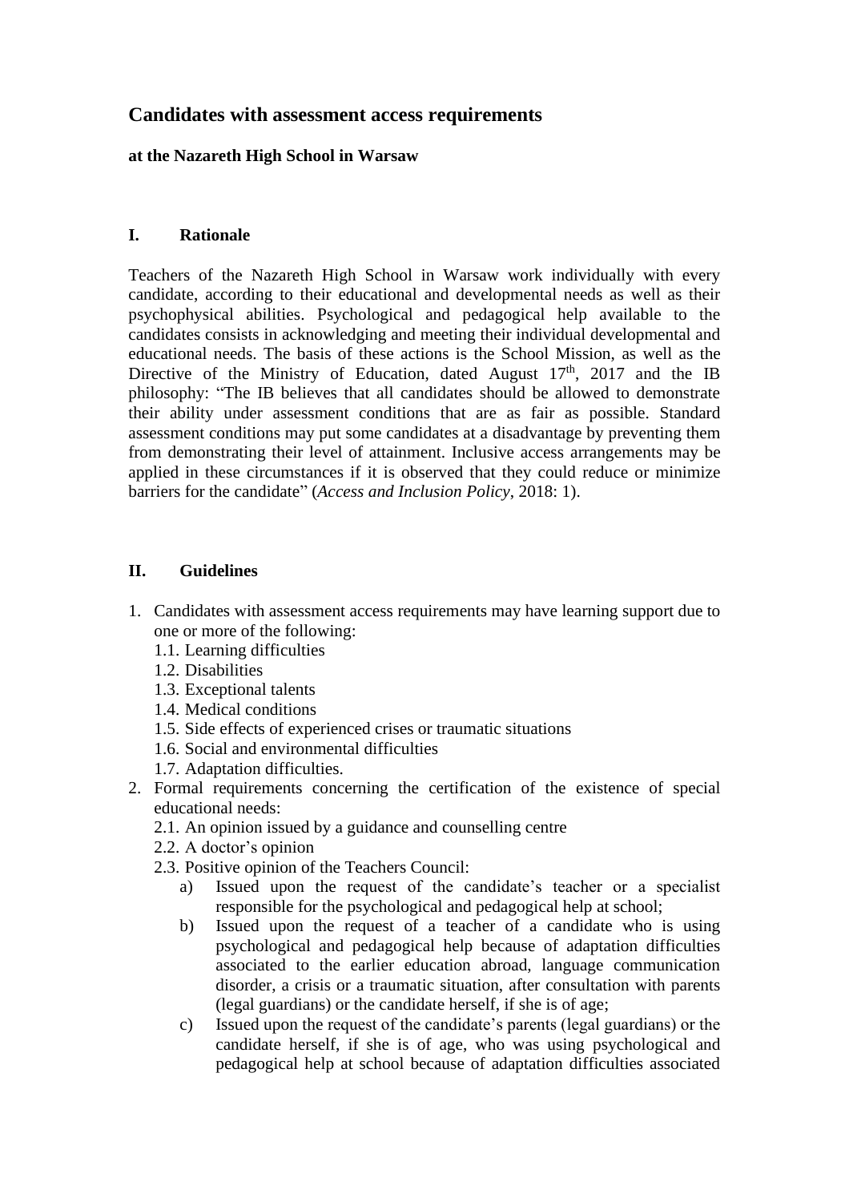# Candidates with assessment access requirements

**at the Nazareth High School in Warsaw**

## I. Rationale

Teachers of the Nazareth High School in Warsaw work individually with every candidate, according to their educational and developmental needs as well as their psychophysical abilities. Psychological and pedagogical help available to the candidates consists in acknowledging and meeting their individual developmental and educational needs. The basis of these actions is the School Mission, as well as the Directive of the Ministry of Education, dated August 17th, 2017 and the IB philosophy: "The IB believes that all candidates should be allowed to demonstrate their ability under assessment conditions that are as fair as possible. Standard assessment conditions may put some candidates at a disadvantage by preventing them from demonstrating their level of attainment. Inclusive access arrangements may be applied in these circumstances if it is observed that they could reduce or minimize barriers for the candidate" (*Access and Inclusion Policy*, 2018: 1).

## II. Guidelines

1. Candidates with assessment access requirements may have learning support due to one or more of the following:
   1.1. Learning difficulties
   1.2. Disabilities
   1.3. Exceptional talents
   1.4. Medical conditions
   1.5. Side effects of experienced crises or traumatic situations
   1.6. Social and environmental difficulties
   1.7. Adaptation difficulties.
2. Formal requirements concerning the certification of the existence of special educational needs:
   2.1. An opinion issued by a guidance and counselling centre
   2.2. A doctor's opinion
   2.3. Positive opinion of the Teachers Council:
      a) Issued upon the request of the candidate's teacher or a specialist responsible for the psychological and pedagogical help at school;
      b) Issued upon the request of a teacher of a candidate who is using psychological and pedagogical help because of adaptation difficulties associated to the earlier education abroad, language communication disorder, a crisis or a traumatic situation, after consultation with parents (legal guardians) or the candidate herself, if she is of age;
      c) Issued upon the request of the candidate's parents (legal guardians) or the candidate herself, if she is of age, who was using psychological and pedagogical help at school because of adaptation difficulties associated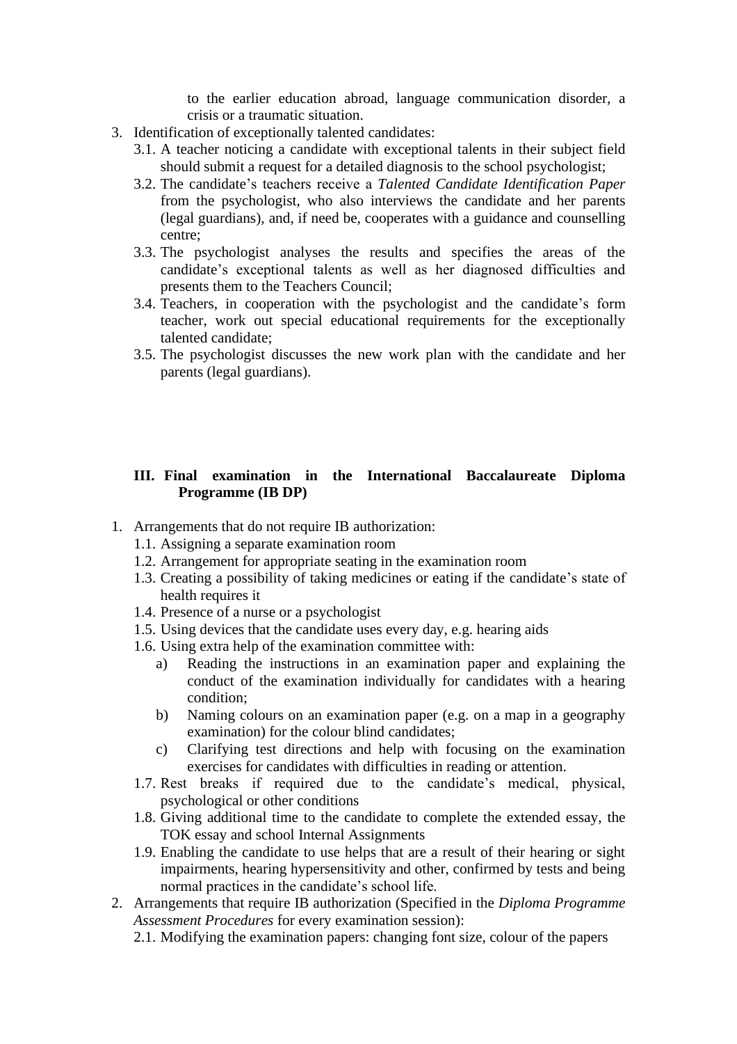to the earlier education abroad, language communication disorder, a crisis or a traumatic situation.

3. Identification of exceptionally talented candidates:
   3.1. A teacher noticing a candidate with exceptional talents in their subject field should submit a request for a detailed diagnosis to the school psychologist;
   3.2. The candidate's teachers receive a *Talented Candidate Identification Paper* from the psychologist, who also interviews the candidate and her parents (legal guardians), and, if need be, cooperates with a guidance and counselling centre;
   3.3. The psychologist analyses the results and specifies the areas of the candidate's exceptional talents as well as her diagnosed difficulties and presents them to the Teachers Council;
   3.4. Teachers, in cooperation with the psychologist and the candidate's form teacher, work out special educational requirements for the exceptionally talented candidate;
   3.5. The psychologist discusses the new work plan with the candidate and her parents (legal guardians).

### III. Final examination in the International Baccalaureate Diploma Programme (IB DP)

1. Arrangements that do not require IB authorization:
   1.1. Assigning a separate examination room
   1.2. Arrangement for appropriate seating in the examination room
   1.3. Creating a possibility of taking medicines or eating if the candidate's state of health requires it
   1.4. Presence of a nurse or a psychologist
   1.5. Using devices that the candidate uses every day, e.g. hearing aids
   1.6. Using extra help of the examination committee with:
      a) Reading the instructions in an examination paper and explaining the conduct of the examination individually for candidates with a hearing condition;
      b) Naming colours on an examination paper (e.g. on a map in a geography examination) for the colour blind candidates;
      c) Clarifying test directions and help with focusing on the examination exercises for candidates with difficulties in reading or attention.
   1.7. Rest breaks if required due to the candidate's medical, physical, psychological or other conditions
   1.8. Giving additional time to the candidate to complete the extended essay, the TOK essay and school Internal Assignments
   1.9. Enabling the candidate to use helps that are a result of their hearing or sight impairments, hearing hypersensitivity and other, confirmed by tests and being normal practices in the candidate's school life.
2. Arrangements that require IB authorization (Specified in the *Diploma Programme Assessment Procedures* for every examination session):
   2.1. Modifying the examination papers: changing font size, colour of the papers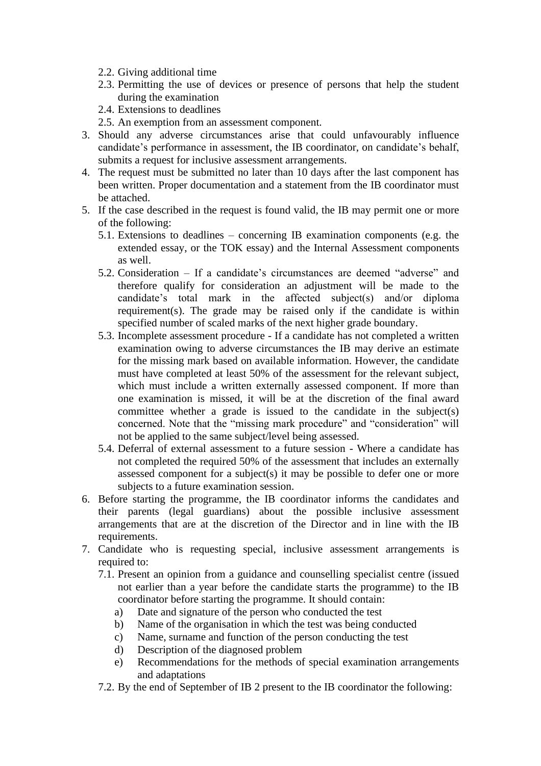2.2. Giving additional time
   2.3. Permitting the use of devices or presence of persons that help the student during the examination
   2.4. Extensions to deadlines
   2.5. An exemption from an assessment component.
3. Should any adverse circumstances arise that could unfavourably influence candidate's performance in assessment, the IB coordinator, on candidate's behalf, submits a request for inclusive assessment arrangements.
4. The request must be submitted no later than 10 days after the last component has been written. Proper documentation and a statement from the IB coordinator must be attached.
5. If the case described in the request is found valid, the IB may permit one or more of the following:
   5.1. Extensions to deadlines – concerning IB examination components (e.g. the extended essay, or the TOK essay) and the Internal Assessment components as well.
   5.2. Consideration – If a candidate's circumstances are deemed "adverse" and therefore qualify for consideration an adjustment will be made to the candidate's total mark in the affected subject(s) and/or diploma requirement(s). The grade may be raised only if the candidate is within specified number of scaled marks of the next higher grade boundary.
   5.3. Incomplete assessment procedure - If a candidate has not completed a written examination owing to adverse circumstances the IB may derive an estimate for the missing mark based on available information. However, the candidate must have completed at least 50% of the assessment for the relevant subject, which must include a written externally assessed component. If more than one examination is missed, it will be at the discretion of the final award committee whether a grade is issued to the candidate in the subject(s) concerned. Note that the "missing mark procedure" and "consideration" will not be applied to the same subject/level being assessed.
   5.4. Deferral of external assessment to a future session - Where a candidate has not completed the required 50% of the assessment that includes an externally assessed component for a subject(s) it may be possible to defer one or more subjects to a future examination session.
6. Before starting the programme, the IB coordinator informs the candidates and their parents (legal guardians) about the possible inclusive assessment arrangements that are at the discretion of the Director and in line with the IB requirements.
7. Candidate who is requesting special, inclusive assessment arrangements is required to:
   7.1. Present an opinion from a guidance and counselling specialist centre (issued not earlier than a year before the candidate starts the programme) to the IB coordinator before starting the programme. It should contain:
      a) Date and signature of the person who conducted the test
      b) Name of the organisation in which the test was being conducted
      c) Name, surname and function of the person conducting the test
      d) Description of the diagnosed problem
      e) Recommendations for the methods of special examination arrangements and adaptations
   7.2. By the end of September of IB 2 present to the IB coordinator the following: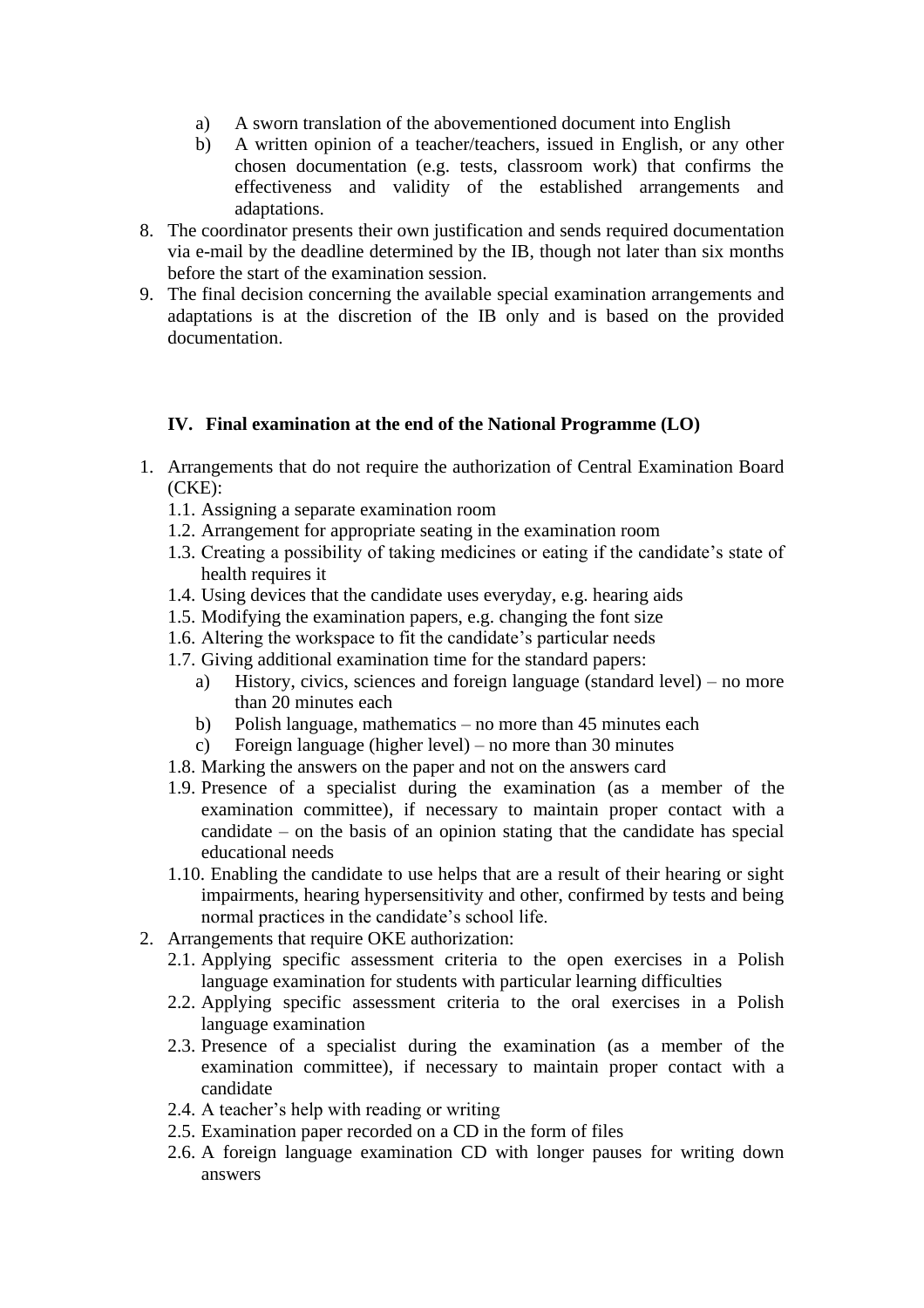a) A sworn translation of the abovementioned document into English
   b) A written opinion of a teacher/teachers, issued in English, or any other chosen documentation (e.g. tests, classroom work) that confirms the effectiveness and validity of the established arrangements and adaptations.
8. The coordinator presents their own justification and sends required documentation via e-mail by the deadline determined by the IB, though not later than six months before the start of the examination session.
9. The final decision concerning the available special examination arrangements and adaptations is at the discretion of the IB only and is based on the provided documentation.

## IV. Final examination at the end of the National Programme (LO)

1. Arrangements that do not require the authorization of Central Examination Board (CKE):
   1.1. Assigning a separate examination room
   1.2. Arrangement for appropriate seating in the examination room
   1.3. Creating a possibility of taking medicines or eating if the candidate's state of health requires it
   1.4. Using devices that the candidate uses everyday, e.g. hearing aids
   1.5. Modifying the examination papers, e.g. changing the font size
   1.6. Altering the workspace to fit the candidate's particular needs
   1.7. Giving additional examination time for the standard papers:
      a) History, civics, sciences and foreign language (standard level) – no more than 20 minutes each
      b) Polish language, mathematics – no more than 45 minutes each
      c) Foreign language (higher level) – no more than 30 minutes
   1.8. Marking the answers on the paper and not on the answers card
   1.9. Presence of a specialist during the examination (as a member of the examination committee), if necessary to maintain proper contact with a candidate – on the basis of an opinion stating that the candidate has special educational needs
   1.10. Enabling the candidate to use helps that are a result of their hearing or sight impairments, hearing hypersensitivity and other, confirmed by tests and being normal practices in the candidate's school life.
2. Arrangements that require OKE authorization:
   2.1. Applying specific assessment criteria to the open exercises in a Polish language examination for students with particular learning difficulties
   2.2. Applying specific assessment criteria to the oral exercises in a Polish language examination
   2.3. Presence of a specialist during the examination (as a member of the examination committee), if necessary to maintain proper contact with a candidate
   2.4. A teacher's help with reading or writing
   2.5. Examination paper recorded on a CD in the form of files
   2.6. A foreign language examination CD with longer pauses for writing down answers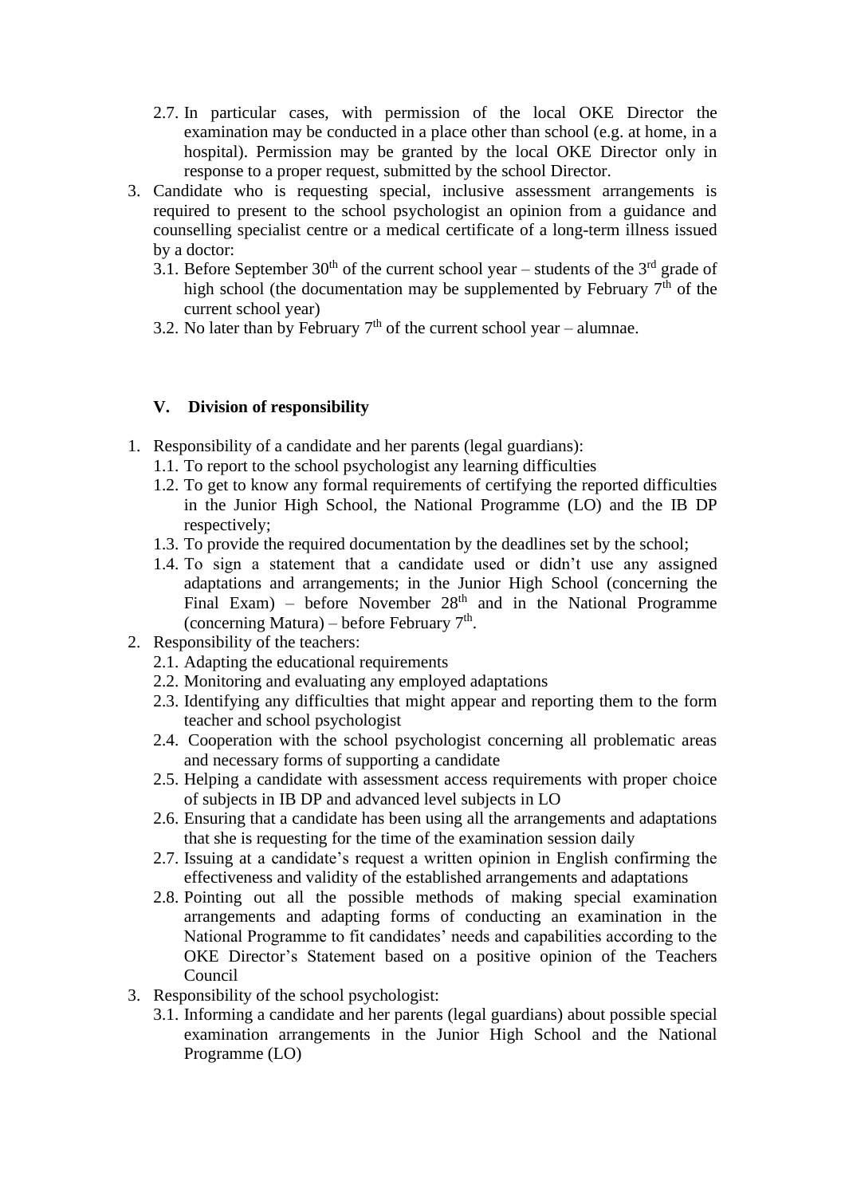2.7. In particular cases, with permission of the local OKE Director the examination may be conducted in a place other than school (e.g. at home, in a hospital). Permission may be granted by the local OKE Director only in response to a proper request, submitted by the school Director.

3. Candidate who is requesting special, inclusive assessment arrangements is required to present to the school psychologist an opinion from a guidance and counselling specialist centre or a medical certificate of a long-term illness issued by a doctor:
   3.1. Before September 30th of the current school year – students of the 3rd grade of high school (the documentation may be supplemented by February 7th of the current school year)
   3.2. No later than by February 7th of the current school year – alumnae.

## V. Division of responsibility

1. Responsibility of a candidate and her parents (legal guardians):
   1.1. To report to the school psychologist any learning difficulties
   1.2. To get to know any formal requirements of certifying the reported difficulties in the Junior High School, the National Programme (LO) and the IB DP respectively;
   1.3. To provide the required documentation by the deadlines set by the school;
   1.4. To sign a statement that a candidate used or didn't use any assigned adaptations and arrangements; in the Junior High School (concerning the Final Exam) – before November 28th and in the National Programme (concerning Matura) – before February 7th.
2. Responsibility of the teachers:
   2.1. Adapting the educational requirements
   2.2. Monitoring and evaluating any employed adaptations
   2.3. Identifying any difficulties that might appear and reporting them to the form teacher and school psychologist
   2.4. Cooperation with the school psychologist concerning all problematic areas and necessary forms of supporting a candidate
   2.5. Helping a candidate with assessment access requirements with proper choice of subjects in IB DP and advanced level subjects in LO
   2.6. Ensuring that a candidate has been using all the arrangements and adaptations that she is requesting for the time of the examination session daily
   2.7. Issuing at a candidate's request a written opinion in English confirming the effectiveness and validity of the established arrangements and adaptations
   2.8. Pointing out all the possible methods of making special examination arrangements and adapting forms of conducting an examination in the National Programme to fit candidates' needs and capabilities according to the OKE Director's Statement based on a positive opinion of the Teachers Council
3. Responsibility of the school psychologist:
   3.1. Informing a candidate and her parents (legal guardians) about possible special examination arrangements in the Junior High School and the National Programme (LO)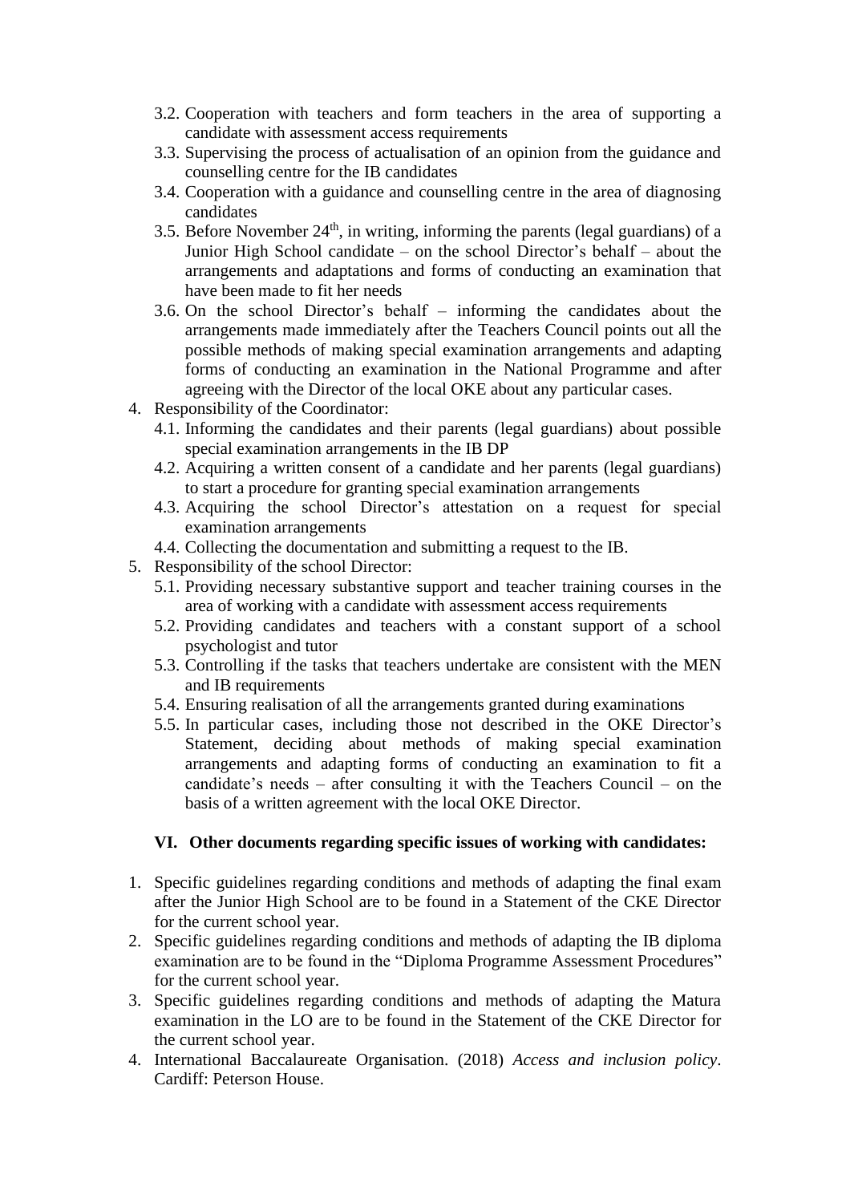3.2. Cooperation with teachers and form teachers in the area of supporting a candidate with assessment access requirements
3.3. Supervising the process of actualisation of an opinion from the guidance and counselling centre for the IB candidates
3.4. Cooperation with a guidance and counselling centre in the area of diagnosing candidates
3.5. Before November 24th, in writing, informing the parents (legal guardians) of a Junior High School candidate – on the school Director's behalf – about the arrangements and adaptations and forms of conducting an examination that have been made to fit her needs
3.6. On the school Director's behalf – informing the candidates about the arrangements made immediately after the Teachers Council points out all the possible methods of making special examination arrangements and adapting forms of conducting an examination in the National Programme and after agreeing with the Director of the local OKE about any particular cases.

4. Responsibility of the Coordinator:
   - 4.1. Informing the candidates and their parents (legal guardians) about possible special examination arrangements in the IB DP
   - 4.2. Acquiring a written consent of a candidate and her parents (legal guardians) to start a procedure for granting special examination arrangements
   - 4.3. Acquiring the school Director's attestation on a request for special examination arrangements
   - 4.4. Collecting the documentation and submitting a request to the IB.
5. Responsibility of the school Director:
   - 5.1. Providing necessary substantive support and teacher training courses in the area of working with a candidate with assessment access requirements
   - 5.2. Providing candidates and teachers with a constant support of a school psychologist and tutor
   - 5.3. Controlling if the tasks that teachers undertake are consistent with the MEN and IB requirements
   - 5.4. Ensuring realisation of all the arrangements granted during examinations
   - 5.5. In particular cases, including those not described in the OKE Director's Statement, deciding about methods of making special examination arrangements and adapting forms of conducting an examination to fit a candidate's needs – after consulting it with the Teachers Council – on the basis of a written agreement with the local OKE Director.

### VI. Other documents regarding specific issues of working with candidates:

1. Specific guidelines regarding conditions and methods of adapting the final exam after the Junior High School are to be found in a Statement of the CKE Director for the current school year.
2. Specific guidelines regarding conditions and methods of adapting the IB diploma examination are to be found in the "Diploma Programme Assessment Procedures" for the current school year.
3. Specific guidelines regarding conditions and methods of adapting the Matura examination in the LO are to be found in the Statement of the CKE Director for the current school year.
4. International Baccalaureate Organisation. (2018) *Access and inclusion policy*. Cardiff: Peterson House.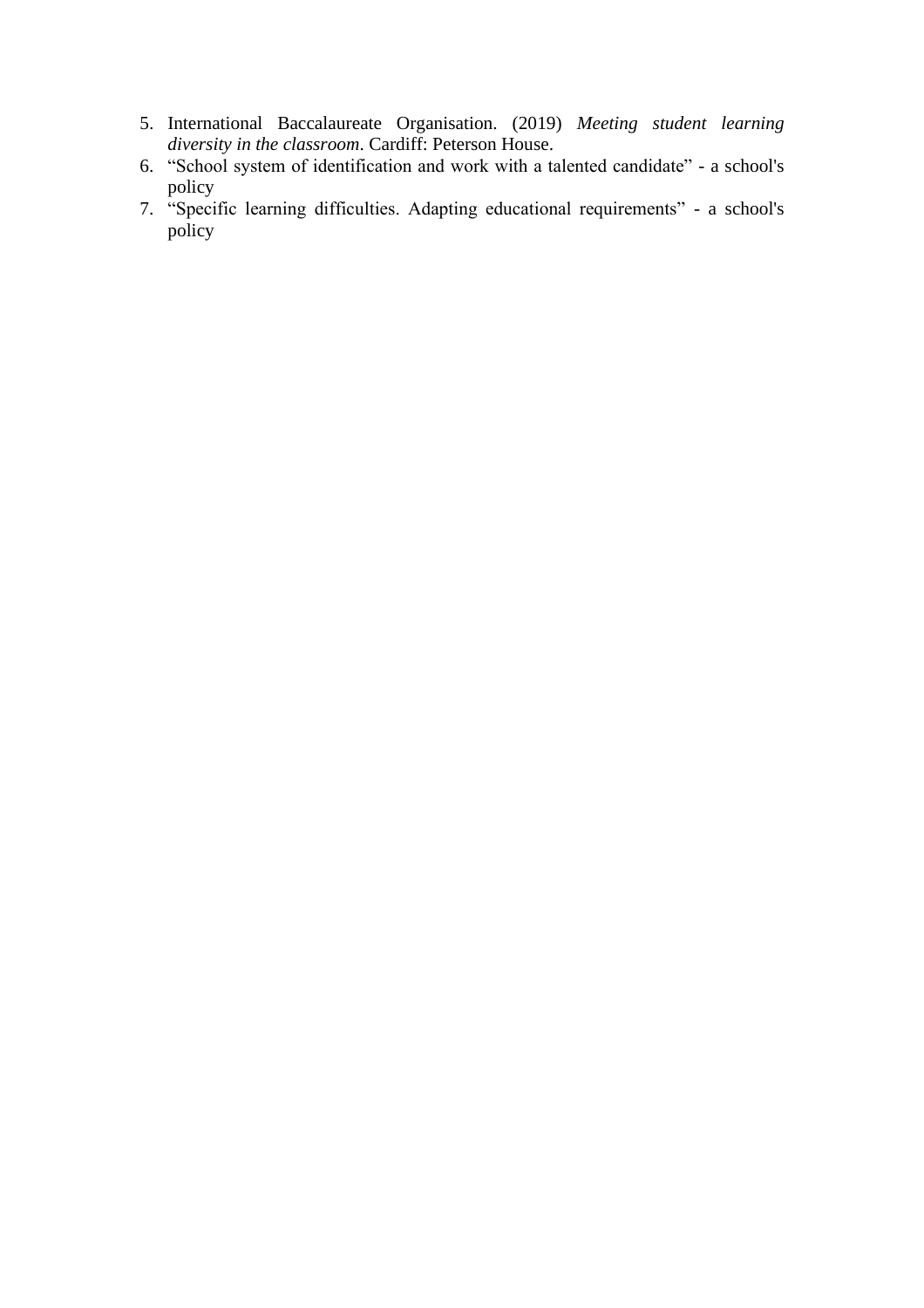5. International Baccalaureate Organisation. (2019) *Meeting student learning diversity in the classroom*. Cardiff: Peterson House.
6. "School system of identification and work with a talented candidate" - a school's policy
7. "Specific learning difficulties. Adapting educational requirements" - a school's policy